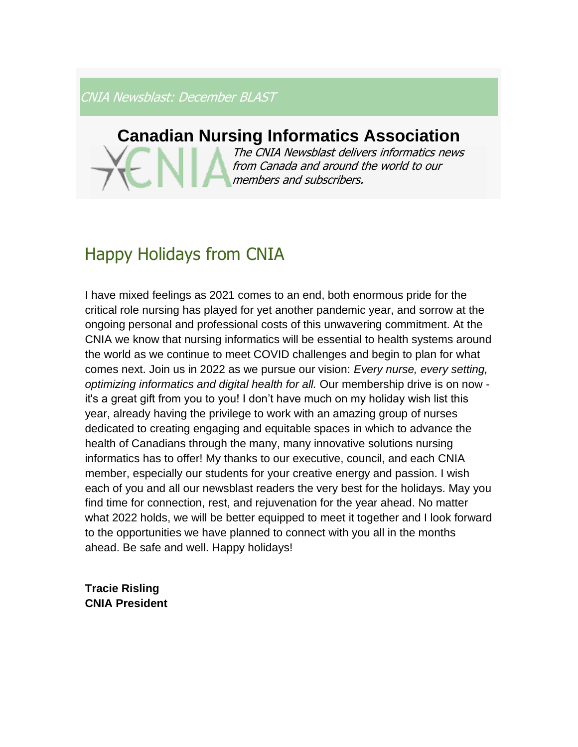*CNIA Newsblast: December BLAST*

# Canadian Nursing Informatics Association

*The CNIA Newsblast delivers informatics news from Canada and around the world to our members and subscribers.*

## Happy Holidays from CNIA

I have mixed feelings as 2021 comes to an end, both enormous pride for the critical role nursing has played for yet another pandemic year, and sorrow at the ongoing personal and professional costs of this unwavering commitment. At the CNIA we know that nursing informatics will be essential to health systems around the world as we continue to meet COVID challenges and begin to plan for what comes next. Join us in 2022 as we pursue our vision: *Every nurse, every setting, optimizing informatics and digital health for all.* Our membership drive is on now - it's a great gift from you to you! I don’t have much on my holiday wish list this year, already having the privilege to work with an amazing group of nurses dedicated to creating engaging and equitable spaces in which to advance the health of Canadians through the many, many innovative solutions nursing informatics has to offer! My thanks to our executive, council, and each CNIA member, especially our students for your creative energy and passion. I wish each of you and all our newsblast readers the very best for the holidays. May you find time for connection, rest, and rejuvenation for the year ahead. No matter what 2022 holds, we will be better equipped to meet it together and I look forward to the opportunities we have planned to connect with you all in the months ahead. Be safe and well. Happy holidays!

**Tracie Risling**
**CNIA President**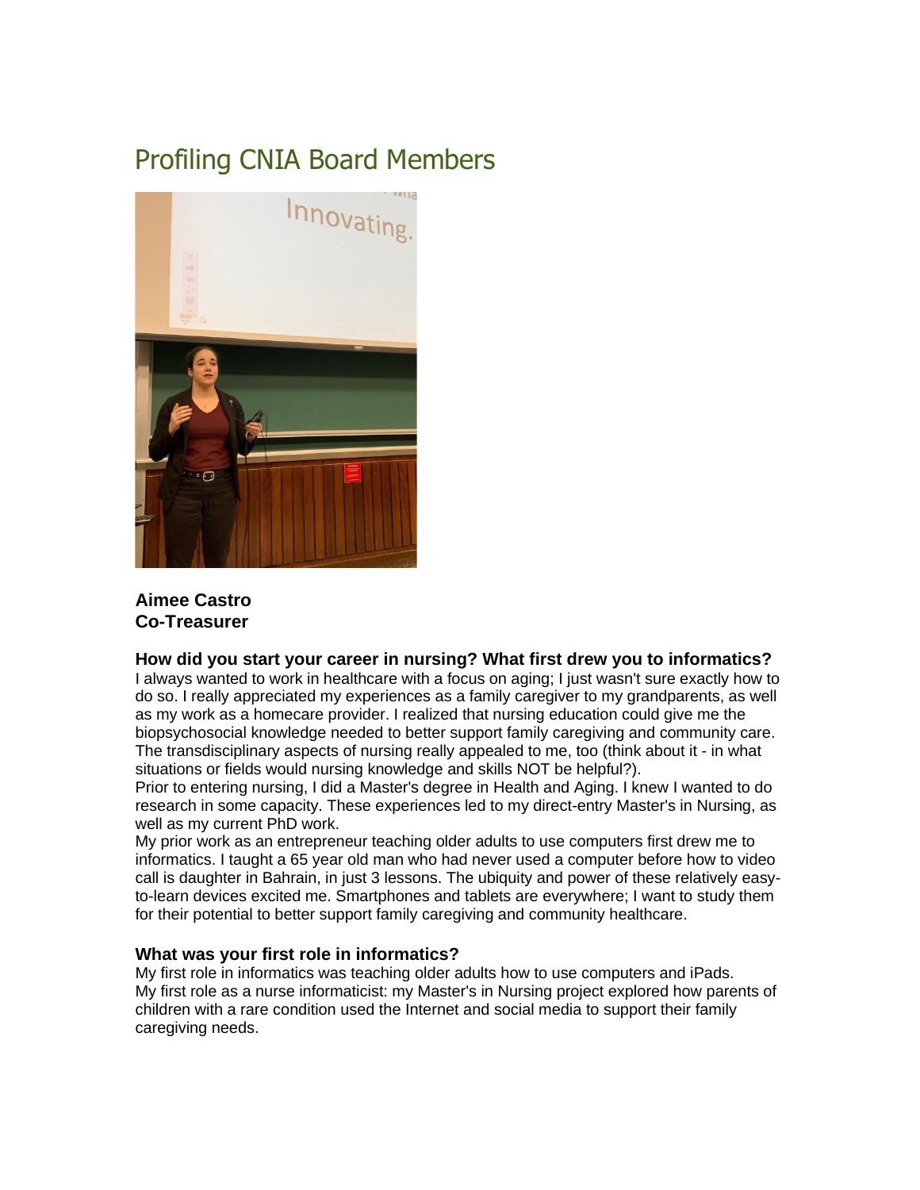# Profiling CNIA Board Members

**Aimee Castro**
**Co-Treasurer**

### How did you start your career in nursing? What first drew you to informatics?

I always wanted to work in healthcare with a focus on aging; I just wasn't sure exactly how to do so. I really appreciated my experiences as a family caregiver to my grandparents, as well as my work as a homecare provider. I realized that nursing education could give me the biopsychosocial knowledge needed to better support family caregiving and community care. The transdisciplinary aspects of nursing really appealed to me, too (think about it - in what situations or fields would nursing knowledge and skills NOT be helpful?).

Prior to entering nursing, I did a Master's degree in Health and Aging. I knew I wanted to do research in some capacity. These experiences led to my direct-entry Master's in Nursing, as well as my current PhD work.

My prior work as an entrepreneur teaching older adults to use computers first drew me to informatics. I taught a 65 year old man who had never used a computer before how to video call is daughter in Bahrain, in just 3 lessons. The ubiquity and power of these relatively easy-to-learn devices excited me. Smartphones and tablets are everywhere; I want to study them for their potential to better support family caregiving and community healthcare.

### What was your first role in informatics?

My first role in informatics was teaching older adults how to use computers and iPads.
My first role as a nurse informaticist: my Master's in Nursing project explored how parents of children with a rare condition used the Internet and social media to support their family caregiving needs.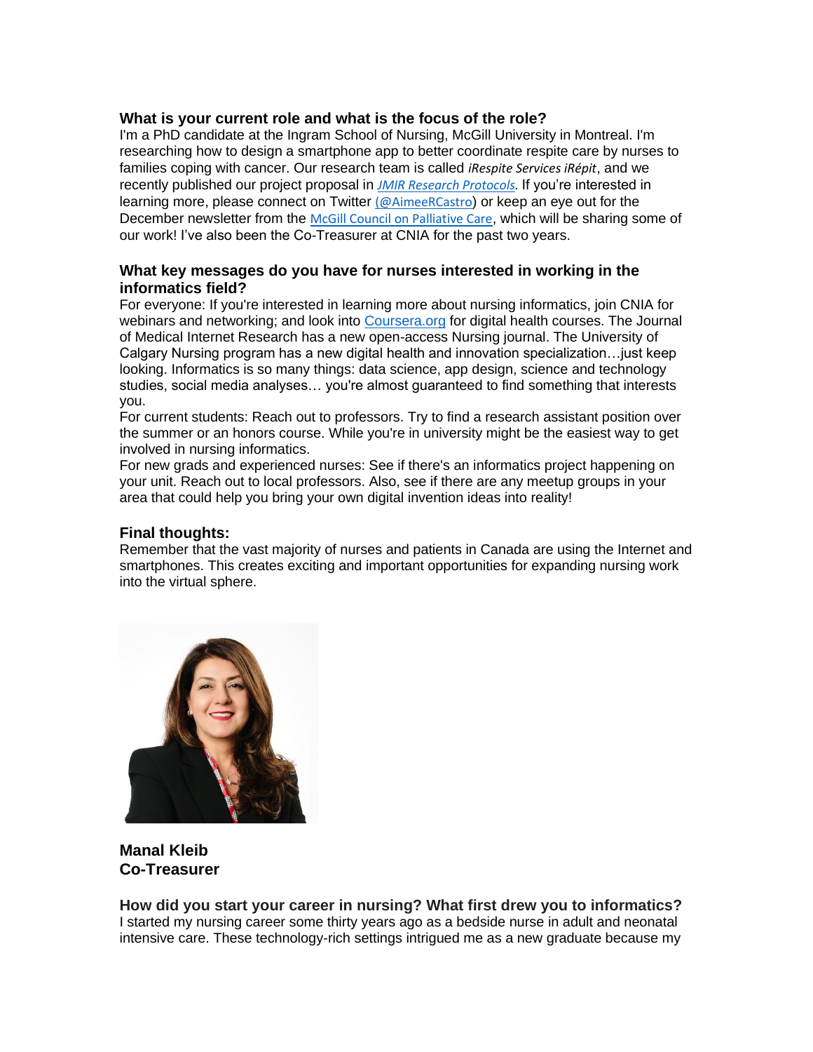### What is your current role and what is the focus of the role?

I'm a PhD candidate at the Ingram School of Nursing, McGill University in Montreal. I'm researching how to design a smartphone app to better coordinate respite care by nurses to families coping with cancer. Our research team is called *iRespite Services iRépit*, and we recently published our project proposal in [*JMIR Research Protocols*](). If you're interested in learning more, please connect on Twitter [(@AimeeRCastro)]() or keep an eye out for the December newsletter from the [McGill Council on Palliative Care](), which will be sharing some of our work! I've also been the Co-Treasurer at CNIA for the past two years.

### What key messages do you have for nurses interested in working in the informatics field?

For everyone: If you're interested in learning more about nursing informatics, join CNIA for webinars and networking; and look into [Coursera.org]() for digital health courses. The Journal of Medical Internet Research has a new open-access Nursing journal. The University of Calgary Nursing program has a new digital health and innovation specialization…just keep looking. Informatics is so many things: data science, app design, science and technology studies, social media analyses… you're almost guaranteed to find something that interests you.

For current students: Reach out to professors. Try to find a research assistant position over the summer or an honors course. While you're in university might be the easiest way to get involved in nursing informatics.

For new grads and experienced nurses: See if there's an informatics project happening on your unit. Reach out to local professors. Also, see if there are any meetup groups in your area that could help you bring your own digital invention ideas into reality!

### Final thoughts:

Remember that the vast majority of nurses and patients in Canada are using the Internet and smartphones. This creates exciting and important opportunities for expanding nursing work into the virtual sphere.

**Manal Kleib**
**Co-Treasurer**

### How did you start your career in nursing? What first drew you to informatics?

I started my nursing career some thirty years ago as a bedside nurse in adult and neonatal intensive care. These technology-rich settings intrigued me as a new graduate because my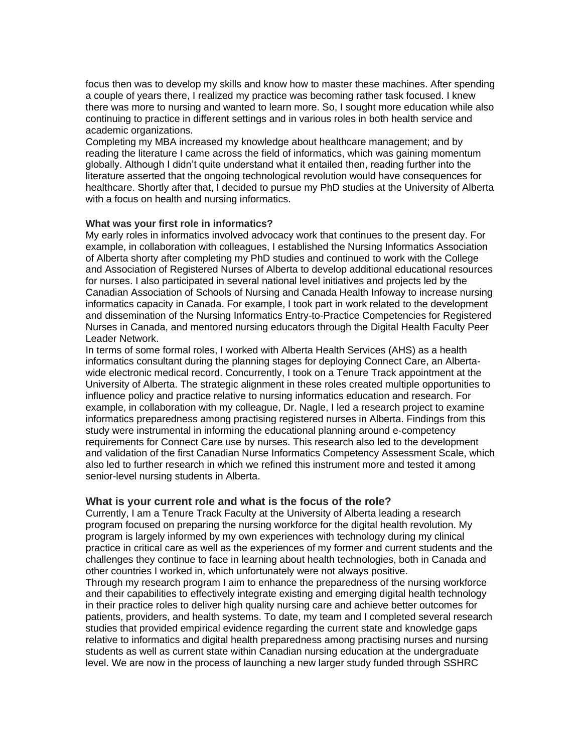focus then was to develop my skills and know how to master these machines. After spending a couple of years there, I realized my practice was becoming rather task focused. I knew there was more to nursing and wanted to learn more. So, I sought more education while also continuing to practice in different settings and in various roles in both health service and academic organizations.

Completing my MBA increased my knowledge about healthcare management; and by reading the literature I came across the field of informatics, which was gaining momentum globally. Although I didn't quite understand what it entailed then, reading further into the literature asserted that the ongoing technological revolution would have consequences for healthcare. Shortly after that, I decided to pursue my PhD studies at the University of Alberta with a focus on health and nursing informatics.

**What was your first role in informatics?**

My early roles in informatics involved advocacy work that continues to the present day. For example, in collaboration with colleagues, I established the Nursing Informatics Association of Alberta shorty after completing my PhD studies and continued to work with the College and Association of Registered Nurses of Alberta to develop additional educational resources for nurses. I also participated in several national level initiatives and projects led by the Canadian Association of Schools of Nursing and Canada Health Infoway to increase nursing informatics capacity in Canada. For example, I took part in work related to the development and dissemination of the Nursing Informatics Entry-to-Practice Competencies for Registered Nurses in Canada, and mentored nursing educators through the Digital Health Faculty Peer Leader Network.

In terms of some formal roles, I worked with Alberta Health Services (AHS) as a health informatics consultant during the planning stages for deploying Connect Care, an Alberta-wide electronic medical record. Concurrently, I took on a Tenure Track appointment at the University of Alberta. The strategic alignment in these roles created multiple opportunities to influence policy and practice relative to nursing informatics education and research. For example, in collaboration with my colleague, Dr. Nagle, I led a research project to examine informatics preparedness among practising registered nurses in Alberta. Findings from this study were instrumental in informing the educational planning around e-competency requirements for Connect Care use by nurses. This research also led to the development and validation of the first Canadian Nurse Informatics Competency Assessment Scale, which also led to further research in which we refined this instrument more and tested it among senior-level nursing students in Alberta.

### What is your current role and what is the focus of the role?

Currently, I am a Tenure Track Faculty at the University of Alberta leading a research program focused on preparing the nursing workforce for the digital health revolution. My program is largely informed by my own experiences with technology during my clinical practice in critical care as well as the experiences of my former and current students and the challenges they continue to face in learning about health technologies, both in Canada and other countries I worked in, which unfortunately were not always positive.

Through my research program I aim to enhance the preparedness of the nursing workforce and their capabilities to effectively integrate existing and emerging digital health technology in their practice roles to deliver high quality nursing care and achieve better outcomes for patients, providers, and health systems. To date, my team and I completed several research studies that provided empirical evidence regarding the current state and knowledge gaps relative to informatics and digital health preparedness among practising nurses and nursing students as well as current state within Canadian nursing education at the undergraduate level. We are now in the process of launching a new larger study funded through SSHRC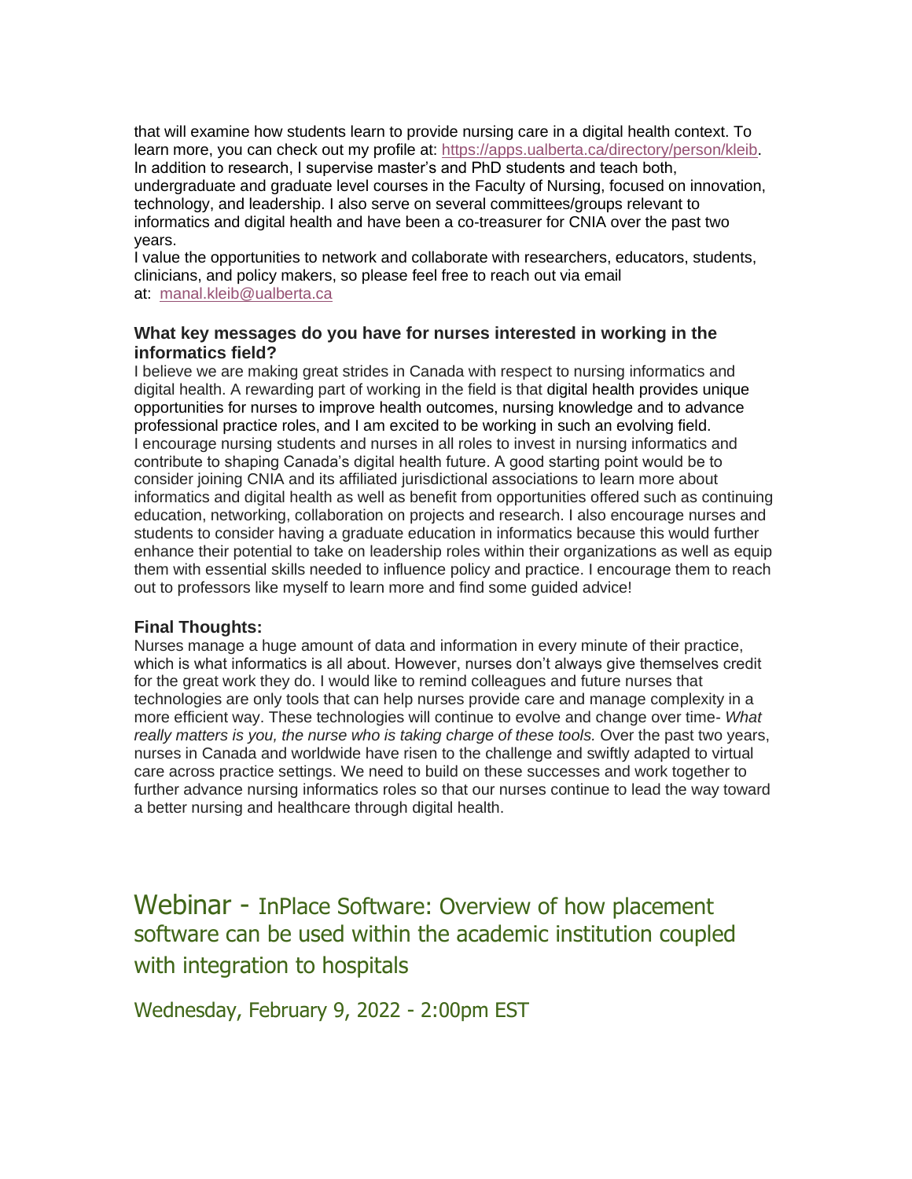that will examine how students learn to provide nursing care in a digital health context. To learn more, you can check out my profile at: [https://apps.ualberta.ca/directory/person/kleib](https://apps.ualberta.ca/directory/person/kleib).
In addition to research, I supervise master's and PhD students and teach both, undergraduate and graduate level courses in the Faculty of Nursing, focused on innovation, technology, and leadership. I also serve on several committees/groups relevant to informatics and digital health and have been a co-treasurer for CNIA over the past two years.
I value the opportunities to network and collaborate with researchers, educators, students, clinicians, and policy makers, so please feel free to reach out via email at: [manal.kleib@ualberta.ca](mailto:manal.kleib@ualberta.ca)

**What key messages do you have for nurses interested in working in the informatics field?**

I believe we are making great strides in Canada with respect to nursing informatics and digital health. A rewarding part of working in the field is that digital health provides unique opportunities for nurses to improve health outcomes, nursing knowledge and to advance professional practice roles, and I am excited to be working in such an evolving field.
I encourage nursing students and nurses in all roles to invest in nursing informatics and contribute to shaping Canada's digital health future. A good starting point would be to consider joining CNIA and its affiliated jurisdictional associations to learn more about informatics and digital health as well as benefit from opportunities offered such as continuing education, networking, collaboration on projects and research. I also encourage nurses and students to consider having a graduate education in informatics because this would further enhance their potential to take on leadership roles within their organizations as well as equip them with essential skills needed to influence policy and practice. I encourage them to reach out to professors like myself to learn more and find some guided advice!

**Final Thoughts:**

Nurses manage a huge amount of data and information in every minute of their practice, which is what informatics is all about. However, nurses don't always give themselves credit for the great work they do. I would like to remind colleagues and future nurses that technologies are only tools that can help nurses provide care and manage complexity in a more efficient way. These technologies will continue to evolve and change over time- *What really matters is you, the nurse who is taking charge of these tools.* Over the past two years, nurses in Canada and worldwide have risen to the challenge and swiftly adapted to virtual care across practice settings. We need to build on these successes and work together to further advance nursing informatics roles so that our nurses continue to lead the way toward a better nursing and healthcare through digital health.

## Webinar - InPlace Software: Overview of how placement software can be used within the academic institution coupled with integration to hospitals

### Wednesday, February 9, 2022 - 2:00pm EST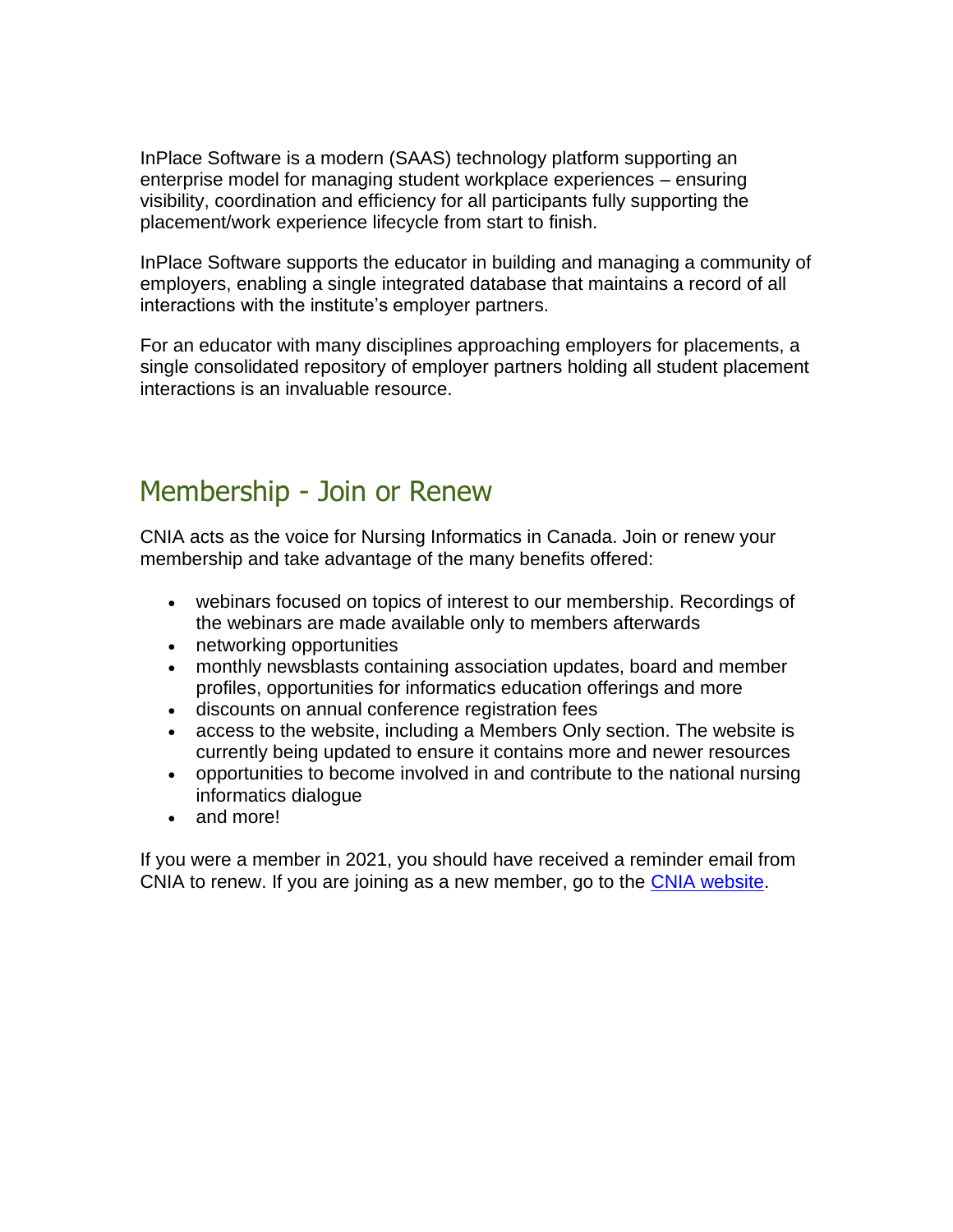InPlace Software is a modern (SAAS) technology platform supporting an enterprise model for managing student workplace experiences – ensuring visibility, coordination and efficiency for all participants fully supporting the placement/work experience lifecycle from start to finish.

InPlace Software supports the educator in building and managing a community of employers, enabling a single integrated database that maintains a record of all interactions with the institute's employer partners.

For an educator with many disciplines approaching employers for placements, a single consolidated repository of employer partners holding all student placement interactions is an invaluable resource.

## Membership - Join or Renew

CNIA acts as the voice for Nursing Informatics in Canada. Join or renew your membership and take advantage of the many benefits offered:

- webinars focused on topics of interest to our membership. Recordings of the webinars are made available only to members afterwards
- networking opportunities
- monthly newsblasts containing association updates, board and member profiles, opportunities for informatics education offerings and more
- discounts on annual conference registration fees
- access to the website, including a Members Only section. The website is currently being updated to ensure it contains more and newer resources
- opportunities to become involved in and contribute to the national nursing informatics dialogue
- and more!

If you were a member in 2021, you should have received a reminder email from CNIA to renew. If you are joining as a new member, go to the CNIA website.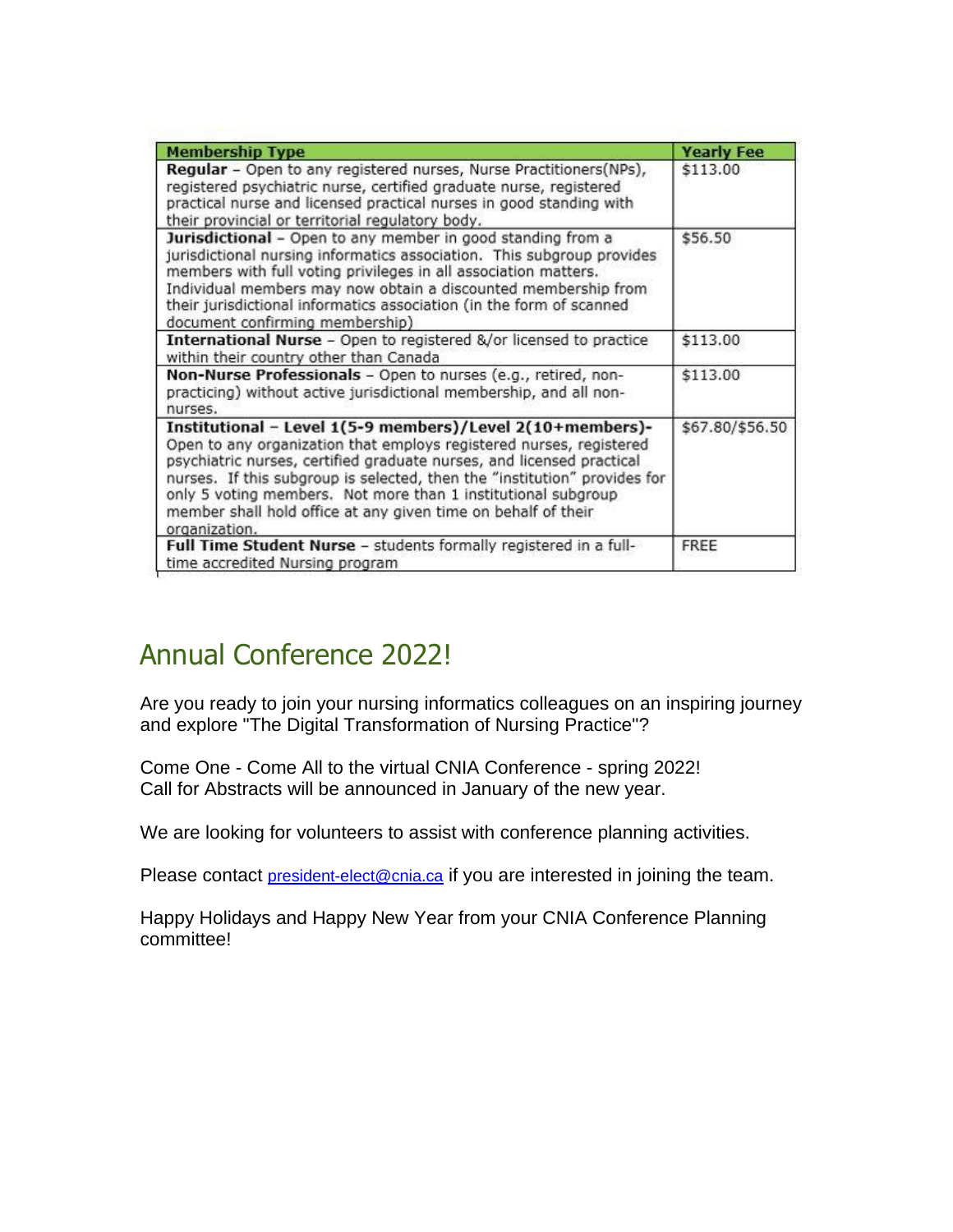| Membership Type | Yearly Fee |
|---|---|
| **Regular** – Open to any registered nurses, Nurse Practitioners(NPs), registered psychiatric nurse, certified graduate nurse, registered practical nurse and licensed practical nurses in good standing with their provincial or territorial regulatory body. | $113.00 |
| **Jurisdictional** – Open to any member in good standing from a jurisdictional nursing informatics association. This subgroup provides members with full voting privileges in all association matters. Individual members may now obtain a discounted membership from their jurisdictional informatics association (in the form of scanned document confirming membership) | $56.50 |
| **International Nurse** – Open to registered &/or licensed to practice within their country other than Canada | $113.00 |
| **Non-Nurse Professionals** – Open to nurses (e.g., retired, non-practicing) without active jurisdictional membership, and all non-nurses. | $113.00 |
| **Institutional – Level 1(5-9 members)/Level 2(10+members)-** Open to any organization that employs registered nurses, registered psychiatric nurses, certified graduate nurses, and licensed practical nurses. If this subgroup is selected, then the "institution" provides for only 5 voting members. Not more than 1 institutional subgroup member shall hold office at any given time on behalf of their organization. | $67.80/$56.50 |
| **Full Time Student Nurse** – students formally registered in a full-time accredited Nursing program | FREE |

## Annual Conference 2022!

Are you ready to join your nursing informatics colleagues on an inspiring journey and explore "The Digital Transformation of Nursing Practice"?

Come One - Come All to the virtual CNIA Conference - spring 2022!
Call for Abstracts will be announced in January of the new year.

We are looking for volunteers to assist with conference planning activities.

Please contact president-elect@cnia.ca if you are interested in joining the team.

Happy Holidays and Happy New Year from your CNIA Conference Planning committee!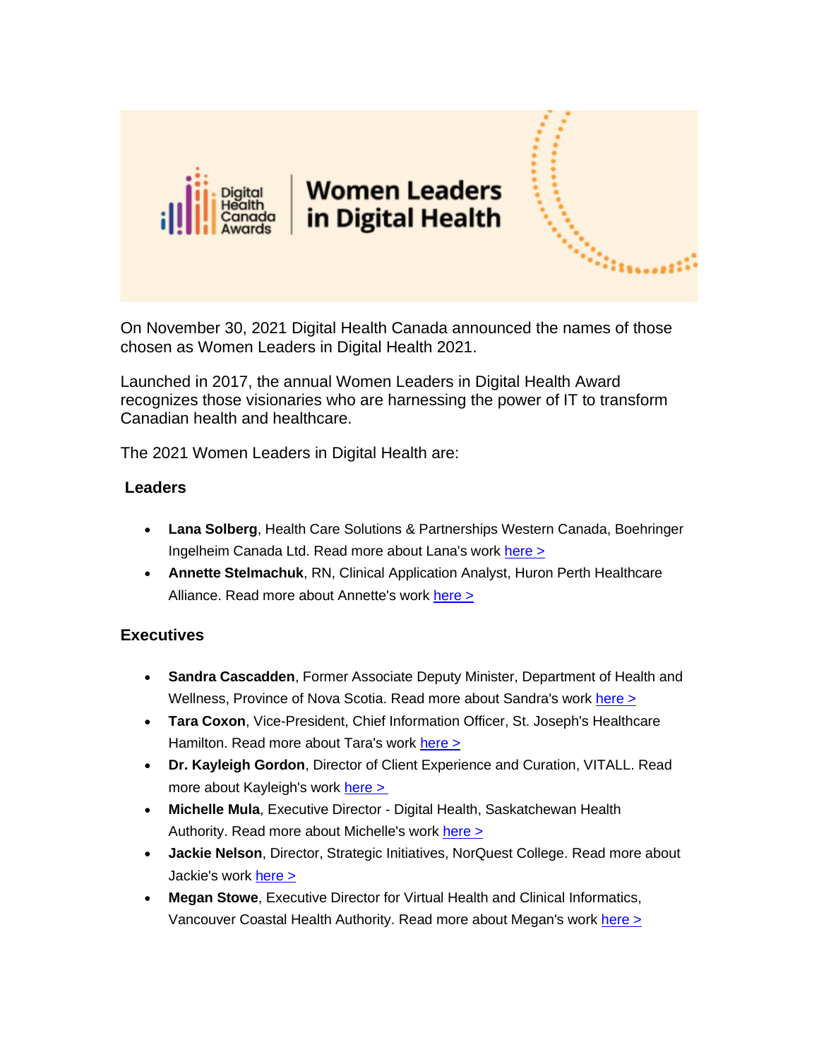Digital Health Canada Awards | **Women Leaders in Digital Health**

On November 30, 2021 Digital Health Canada announced the names of those chosen as Women Leaders in Digital Health 2021.

Launched in 2017, the annual Women Leaders in Digital Health Award recognizes those visionaries who are harnessing the power of IT to transform Canadian health and healthcare.

The 2021 Women Leaders in Digital Health are:

### Leaders

- **Lana Solberg**, Health Care Solutions & Partnerships Western Canada, Boehringer Ingelheim Canada Ltd. Read more about Lana's work here >
- **Annette Stelmachuk**, RN, Clinical Application Analyst, Huron Perth Healthcare Alliance. Read more about Annette's work here >

### Executives

- **Sandra Cascadden**, Former Associate Deputy Minister, Department of Health and Wellness, Province of Nova Scotia. Read more about Sandra's work here >
- **Tara Coxon**, Vice-President, Chief Information Officer, St. Joseph's Healthcare Hamilton. Read more about Tara's work here >
- **Dr. Kayleigh Gordon**, Director of Client Experience and Curation, VITALL. Read more about Kayleigh's work here >
- **Michelle Mula**, Executive Director - Digital Health, Saskatchewan Health Authority. Read more about Michelle's work here >
- **Jackie Nelson**, Director, Strategic Initiatives, NorQuest College. Read more about Jackie's work here >
- **Megan Stowe**, Executive Director for Virtual Health and Clinical Informatics, Vancouver Coastal Health Authority. Read more about Megan's work here >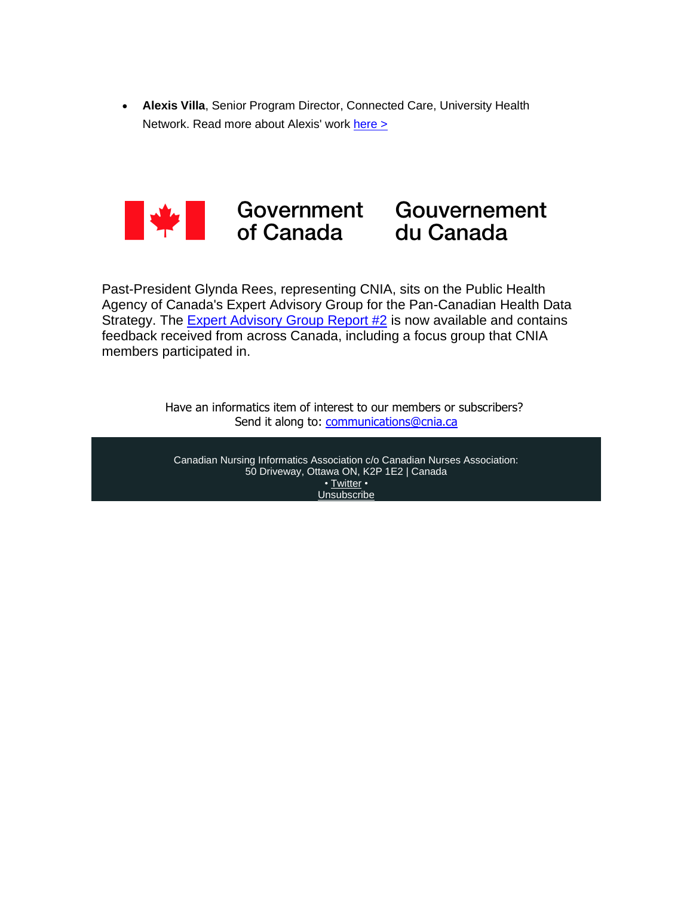- **Alexis Villa**, Senior Program Director, Connected Care, University Health Network. Read more about Alexis' work here >

Government of Canada Gouvernement du Canada

Past-President Glynda Rees, representing CNIA, sits on the Public Health Agency of Canada's Expert Advisory Group for the Pan-Canadian Health Data Strategy. The Expert Advisory Group Report #2 is now available and contains feedback received from across Canada, including a focus group that CNIA members participated in.

Have an informatics item of interest to our members or subscribers?
Send it along to: communications@cnia.ca

Canadian Nursing Informatics Association c/o Canadian Nurses Association:
50 Driveway, Ottawa ON, K2P 1E2 | Canada
• Twitter •
Unsubscribe